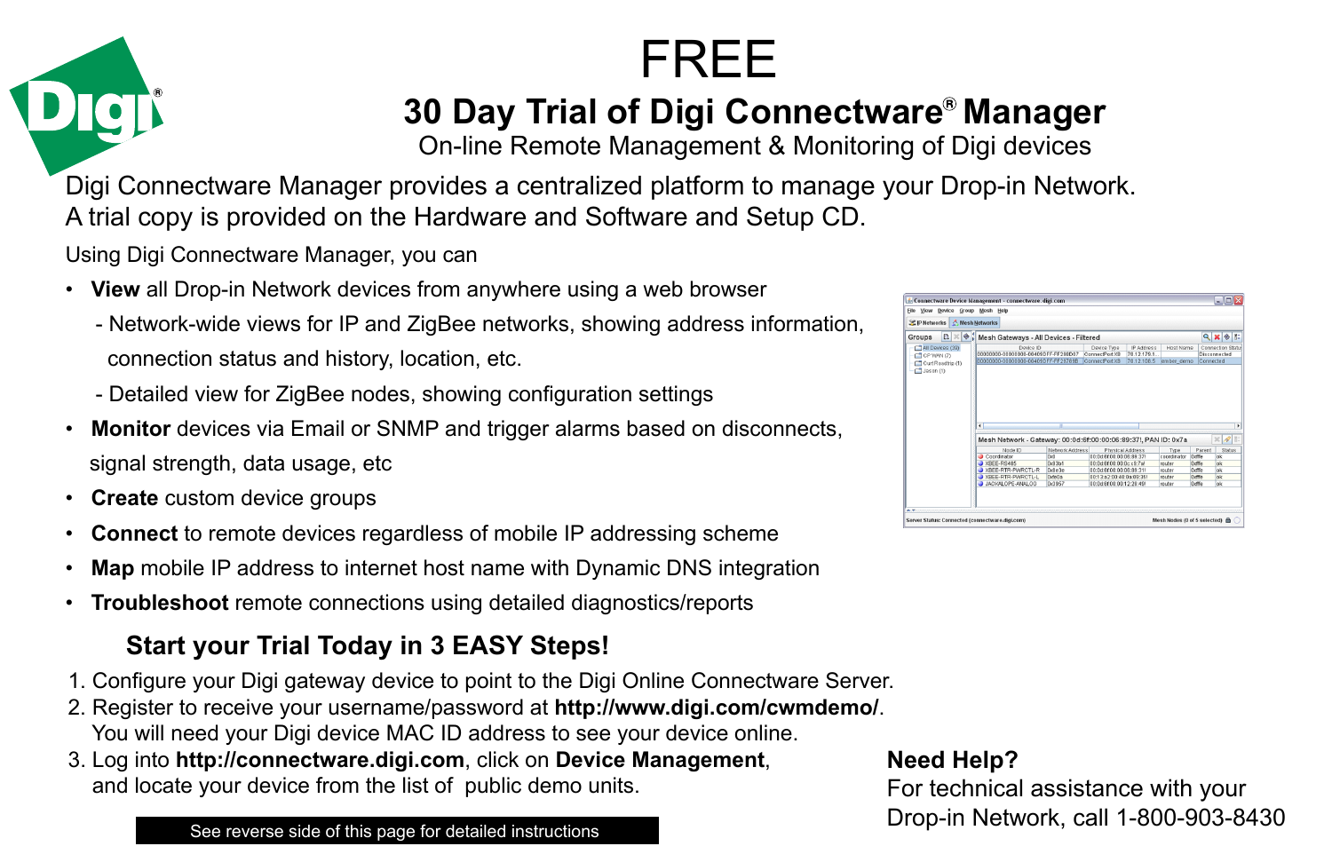# FREE

## 30 Day Trial of Digi Connectware® Manager

On-line Remote Management & Monitoring of Digi devices

Digi Connectware Manager provides a centralized platform to manage your Drop-in Network.
A trial copy is provided on the Hardware and Software and Setup CD.

Using Digi Connectware Manager, you can

- **View** all Drop-in Network devices from anywhere using a web browser
  - Network-wide views for IP and ZigBee networks, showing address information, connection status and history, location, etc.
  - Detailed view for ZigBee nodes, showing configuration settings
- **Monitor** devices via Email or SNMP and trigger alarms based on disconnects, signal strength, data usage, etc
- **Create** custom device groups
- **Connect** to remote devices regardless of mobile IP addressing scheme
- **Map** mobile IP address to internet host name with Dynamic DNS integration
- **Troubleshoot** remote connections using detailed diagnostics/reports

### Start your Trial Today in 3 EASY Steps!

1. Configure your Digi gateway device to point to the Digi Online Connectware Server.
2. Register to receive your username/password at **http://www.digi.com/cwmdemo/**. You will need your Digi device MAC ID address to see your device online.
3. Log into **http://connectware.digi.com**, click on **Device Management**, and locate your device from the list of public demo units.

See reverse side of this page for detailed instructions

### Need Help?

For technical assistance with your Drop-in Network, call 1-800-903-8430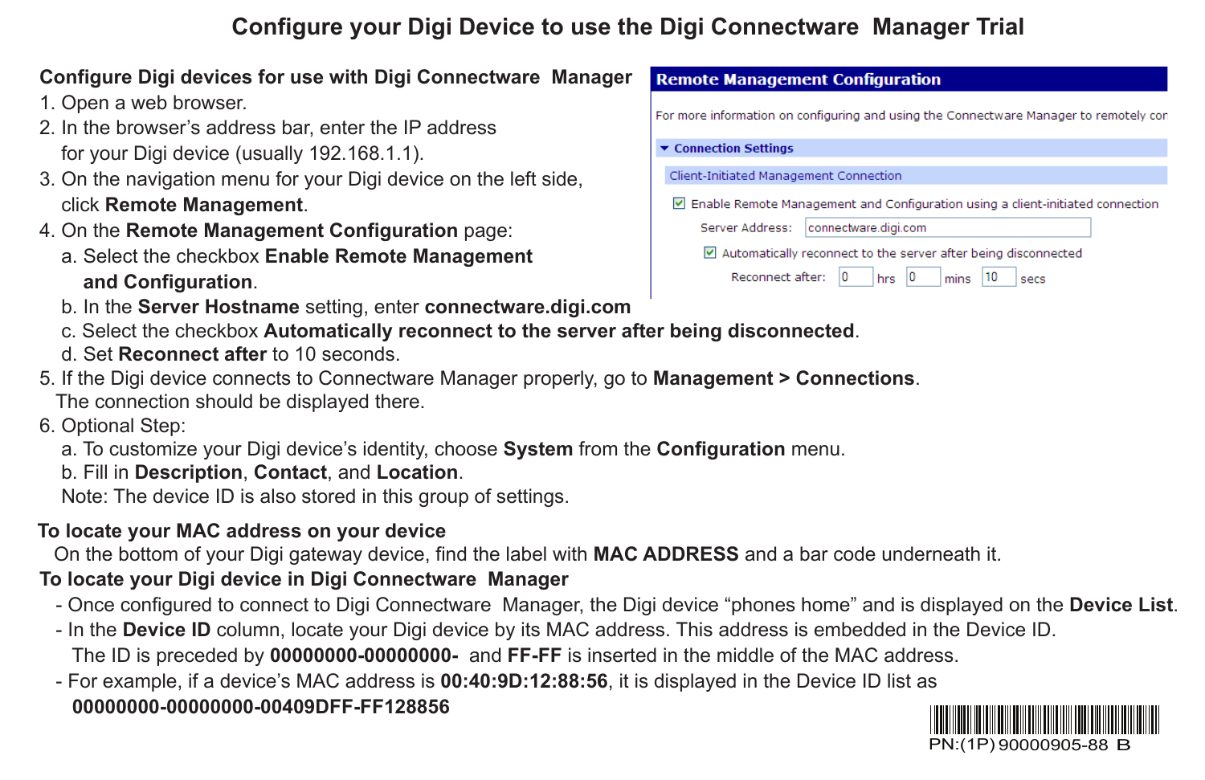# Configure your Digi Device to use the Digi Connectware Manager Trial

## Configure Digi devices for use with Digi Connectware Manager

1. Open a web browser.
2. In the browser's address bar, enter the IP address for your Digi device (usually 192.168.1.1).
3. On the navigation menu for your Digi device on the left side, click **Remote Management**.
4. On the **Remote Management Configuration** page:
   a. Select the checkbox **Enable Remote Management and Configuration**.
   b. In the **Server Hostname** setting, enter **connectware.digi.com**
   c. Select the checkbox **Automatically reconnect to the server after being disconnected**.
   d. Set **Reconnect after** to 10 seconds.
5. If the Digi device connects to Connectware Manager properly, go to **Management > Connections**. The connection should be displayed there.
6. Optional Step:
   a. To customize your Digi device's identity, choose **System** from the **Configuration** menu.
   b. Fill in **Description**, **Contact**, and **Location**.
   Note: The device ID is also stored in this group of settings.

**Remote Management Configuration**

For more information on configuring and using the Connectware Manager to remotely cor

▼ Connection Settings

Client-Initiated Management Connection

☑ Enable Remote Management and Configuration using a client-initiated connection

Server Address: connectware.digi.com

☑ Automatically reconnect to the server after being disconnected

Reconnect after: 0 hrs 0 mins 10 secs

### To locate your MAC address on your device

On the bottom of your Digi gateway device, find the label with **MAC ADDRESS** and a bar code underneath it.

### To locate your Digi device in Digi Connectware Manager

- Once configured to connect to Digi Connectware Manager, the Digi device "phones home" and is displayed on the **Device List**.
- In the **Device ID** column, locate your Digi device by its MAC address. This address is embedded in the Device ID. The ID is preceded by **00000000-00000000-** and **FF-FF** is inserted in the middle of the MAC address.
- For example, if a device's MAC address is **00:40:9D:12:88:56**, it is displayed in the Device ID list as **00000000-00000000-00409DFF-FF128856**

PN:(1P) 90000905-88 B